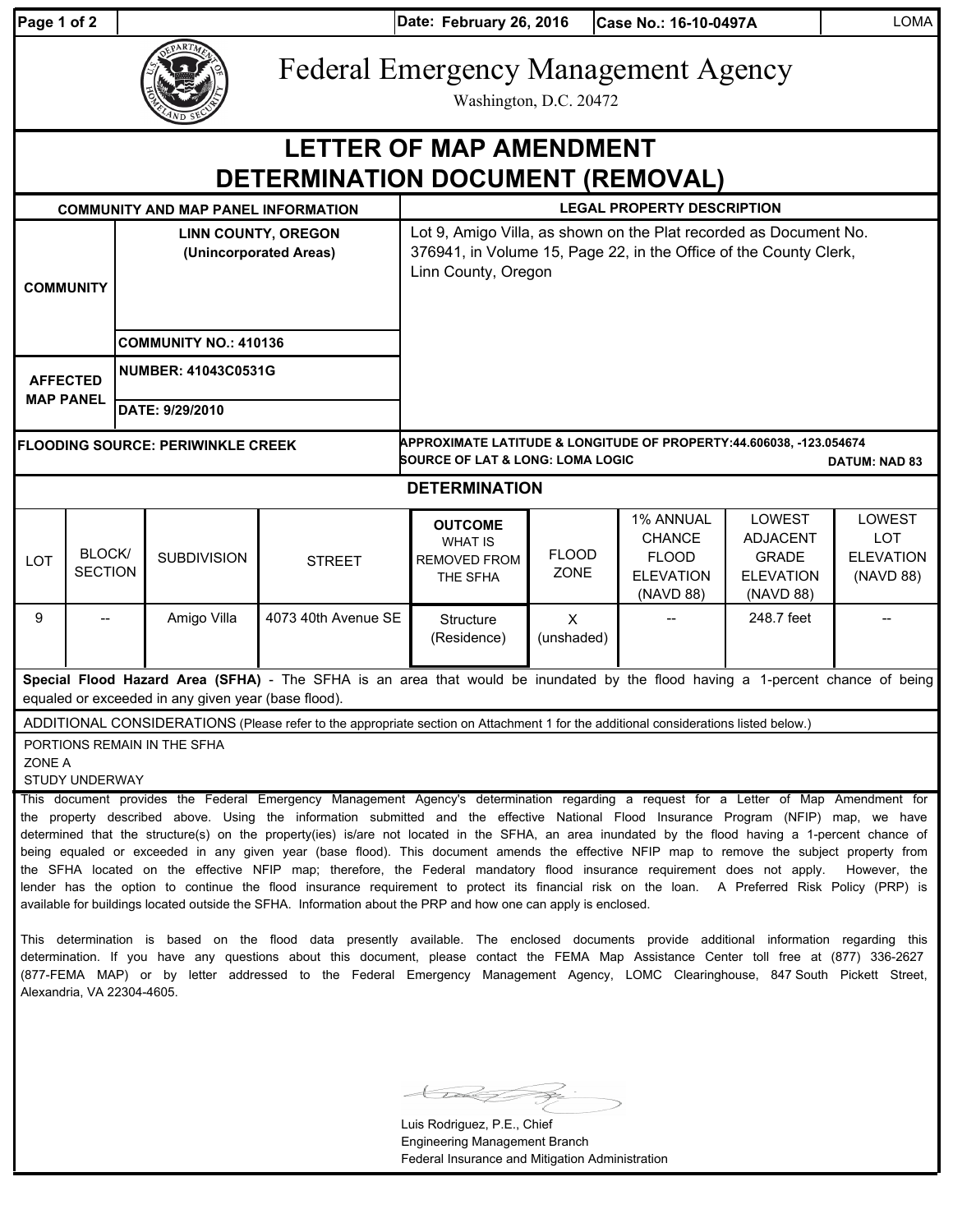Date: February 26, 2016 | Case No.: 16-10-0497A | LOMA

# Federal Emergency Management Agency

Washington, D.C. 20472

# LETTER OF MAP AMENDMENT DETERMINATION DOCUMENT (REMOVAL)

| COMMUNITY AND MAP PANEL INFORMATION | | LEGAL PROPERTY DESCRIPTION |
|---|---|---|
| COMMUNITY | LINN COUNTY, OREGON (Unincorporated Areas) | Lot 9, Amigo Villa, as shown on the Plat recorded as Document No. 376941, in Volume 15, Page 22, in the Office of the County Clerk, Linn County, Oregon |
| | COMMUNITY NO.: 410136 | |
| AFFECTED MAP PANEL | NUMBER: 41043C0531G | |
| | DATE: 9/29/2010 | |

FLOODING SOURCE: PERIWINKLE CREEK

APPROXIMATE LATITUDE & LONGITUDE OF PROPERTY: 44.606038, -123.054674
SOURCE OF LAT & LONG: LOMA LOGIC — DATUM: NAD 83

## DETERMINATION

| LOT | BLOCK/ SECTION | SUBDIVISION | STREET | OUTCOME WHAT IS REMOVED FROM THE SFHA | FLOOD ZONE | 1% ANNUAL CHANCE FLOOD ELEVATION (NAVD 88) | LOWEST ADJACENT GRADE ELEVATION (NAVD 88) | LOWEST LOT ELEVATION (NAVD 88) |
|---|---|---|---|---|---|---|---|---|
| 9 | -- | Amigo Villa | 4073 40th Avenue SE | Structure (Residence) | X (unshaded) | -- | 248.7 feet | -- |

**Special Flood Hazard Area (SFHA)** - The SFHA is an area that would be inundated by the flood having a 1-percent chance of being equaled or exceeded in any given year (base flood).

ADDITIONAL CONSIDERATIONS (Please refer to the appropriate section on Attachment 1 for the additional considerations listed below.)

PORTIONS REMAIN IN THE SFHA
ZONE A
STUDY UNDERWAY

This document provides the Federal Emergency Management Agency's determination regarding a request for a Letter of Map Amendment for the property described above. Using the information submitted and the effective National Flood Insurance Program (NFIP) map, we have determined that the structure(s) on the property(ies) is/are not located in the SFHA, an area inundated by the flood having a 1-percent chance of being equaled or exceeded in any given year (base flood). This document amends the effective NFIP map to remove the subject property from the SFHA located on the effective NFIP map; therefore, the Federal mandatory flood insurance requirement does not apply. However, the lender has the option to continue the flood insurance requirement to protect its financial risk on the loan. A Preferred Risk Policy (PRP) is available for buildings located outside the SFHA. Information about the PRP and how one can apply is enclosed.

This determination is based on the flood data presently available. The enclosed documents provide additional information regarding this determination. If you have any questions about this document, please contact the FEMA Map Assistance Center toll free at (877) 336-2627 (877-FEMA MAP) or by letter addressed to the Federal Emergency Management Agency, LOMC Clearinghouse, 847 South Pickett Street, Alexandria, VA 22304-4605.

Luis Rodriguez, P.E., Chief
Engineering Management Branch
Federal Insurance and Mitigation Administration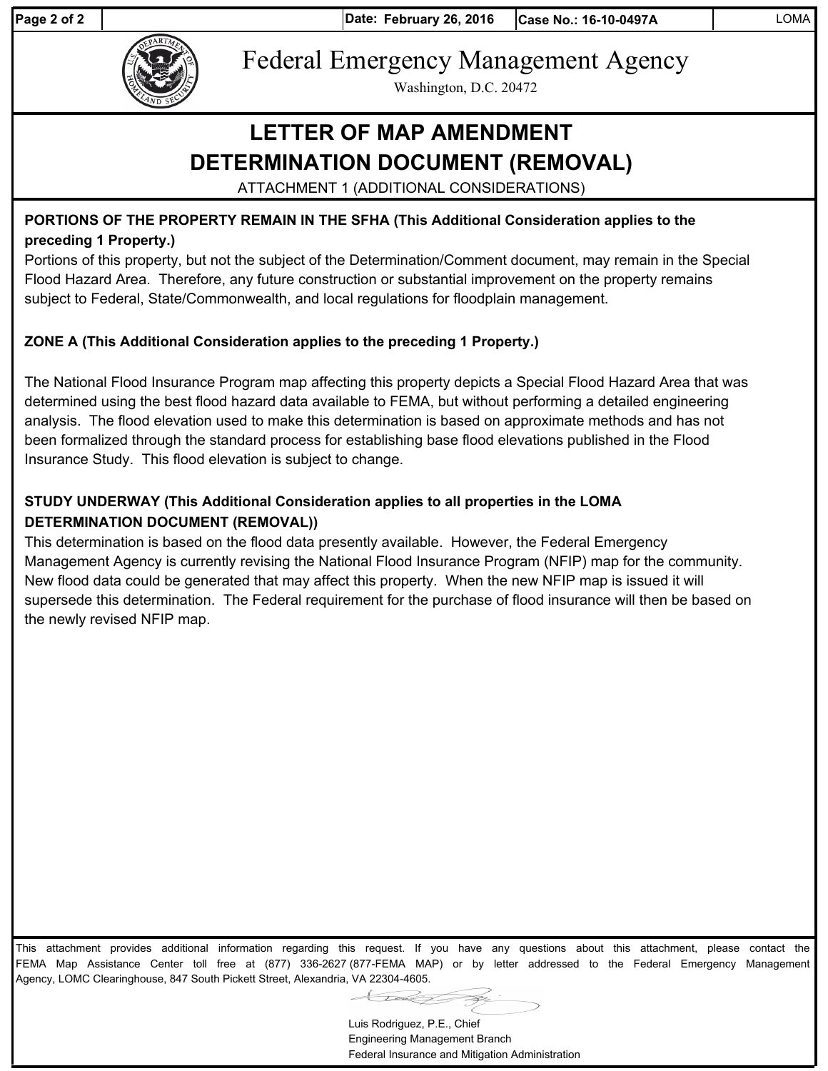# Federal Emergency Management Agency

Washington, D.C. 20472

## LETTER OF MAP AMENDMENT DETERMINATION DOCUMENT (REMOVAL)

ATTACHMENT 1 (ADDITIONAL CONSIDERATIONS)

**PORTIONS OF THE PROPERTY REMAIN IN THE SFHA (This Additional Consideration applies to the preceding 1 Property.)**

Portions of this property, but not the subject of the Determination/Comment document, may remain in the Special Flood Hazard Area. Therefore, any future construction or substantial improvement on the property remains subject to Federal, State/Commonwealth, and local regulations for floodplain management.

**ZONE A (This Additional Consideration applies to the preceding 1 Property.)**

The National Flood Insurance Program map affecting this property depicts a Special Flood Hazard Area that was determined using the best flood hazard data available to FEMA, but without performing a detailed engineering analysis. The flood elevation used to make this determination is based on approximate methods and has not been formalized through the standard process for establishing base flood elevations published in the Flood Insurance Study. This flood elevation is subject to change.

**STUDY UNDERWAY (This Additional Consideration applies to all properties in the LOMA DETERMINATION DOCUMENT (REMOVAL))**

This determination is based on the flood data presently available. However, the Federal Emergency Management Agency is currently revising the National Flood Insurance Program (NFIP) map for the community. New flood data could be generated that may affect this property. When the new NFIP map is issued it will supersede this determination. The Federal requirement for the purchase of flood insurance will then be based on the newly revised NFIP map.

This attachment provides additional information regarding this request. If you have any questions about this attachment, please contact the FEMA Map Assistance Center toll free at (877) 336-2627 (877-FEMA MAP) or by letter addressed to the Federal Emergency Management Agency, LOMC Clearinghouse, 847 South Pickett Street, Alexandria, VA 22304-4605.

Luis Rodriguez, P.E., Chief
Engineering Management Branch
Federal Insurance and Mitigation Administration